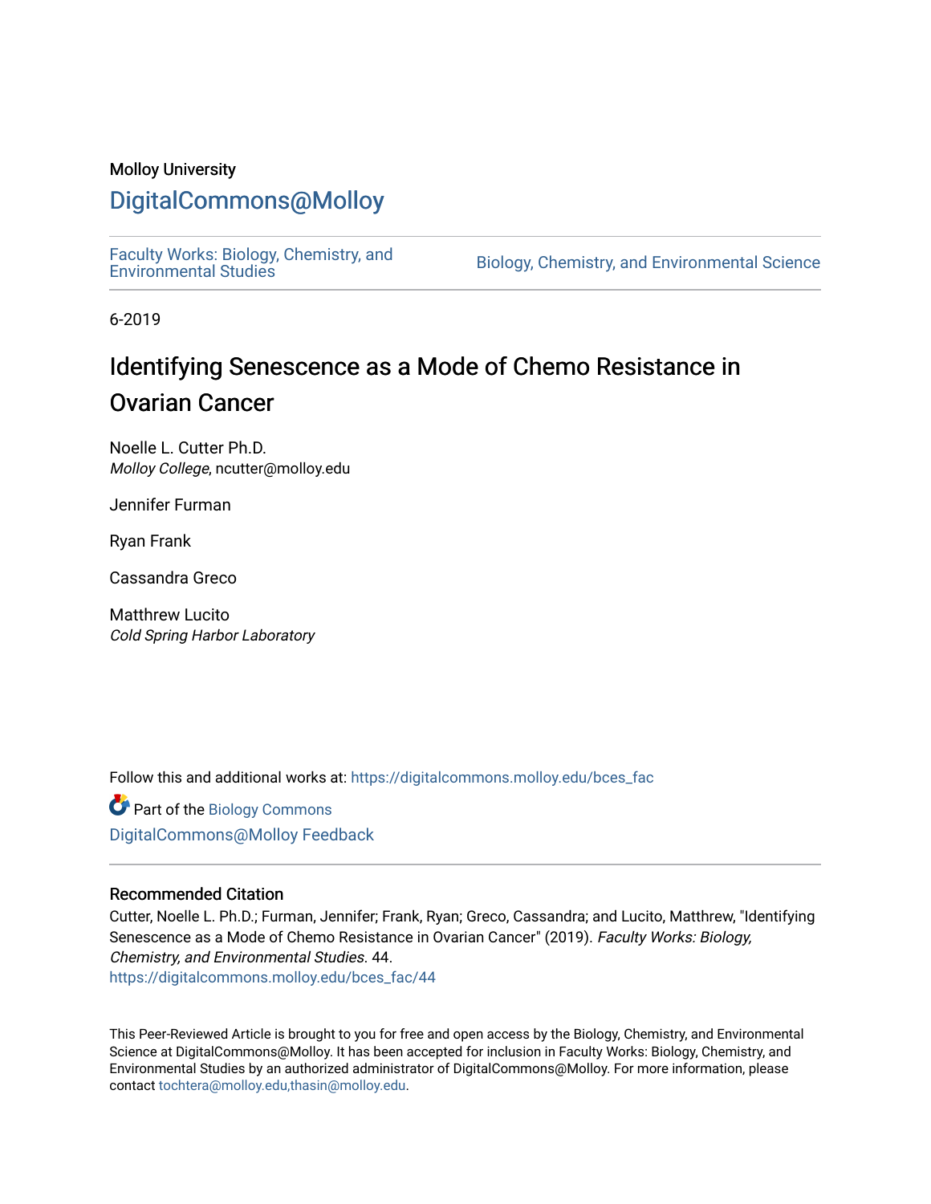Molloy University

# DigitalCommons@Molloy

Faculty Works: Biology, Chemistry, and Environmental Studies | Biology, Chemistry, and Environmental Science

6-2019

## Identifying Senescence as a Mode of Chemo Resistance in Ovarian Cancer

Noelle L. Cutter Ph.D.
*Molloy College*, ncutter@molloy.edu

Jennifer Furman

Ryan Frank

Cassandra Greco

Matthrew Lucito
*Cold Spring Harbor Laboratory*

Follow this and additional works at: https://digitalcommons.molloy.edu/bces_fac

Part of the Biology Commons

DigitalCommons@Molloy Feedback

### Recommended Citation

Cutter, Noelle L. Ph.D.; Furman, Jennifer; Frank, Ryan; Greco, Cassandra; and Lucito, Matthrew, "Identifying Senescence as a Mode of Chemo Resistance in Ovarian Cancer" (2019). *Faculty Works: Biology, Chemistry, and Environmental Studies*. 44.
https://digitalcommons.molloy.edu/bces_fac/44

This Peer-Reviewed Article is brought to you for free and open access by the Biology, Chemistry, and Environmental Science at DigitalCommons@Molloy. It has been accepted for inclusion in Faculty Works: Biology, Chemistry, and Environmental Studies by an authorized administrator of DigitalCommons@Molloy. For more information, please contact tochtera@molloy.edu,thasin@molloy.edu.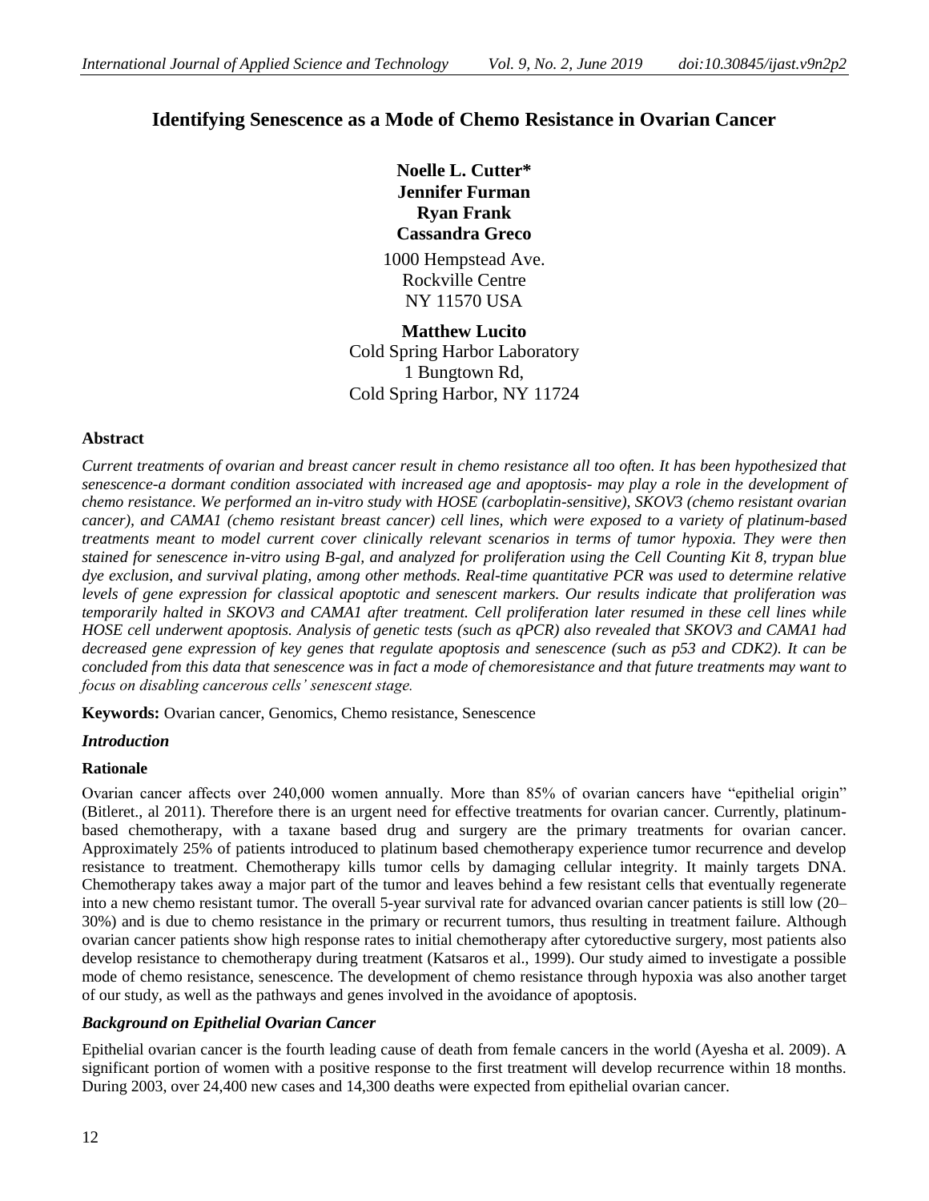# Identifying Senescence as a Mode of Chemo Resistance in Ovarian Cancer

**Noelle L. Cutter***
**Jennifer Furman**
**Ryan Frank**
**Cassandra Greco**

1000 Hempstead Ave.
Rockville Centre
NY 11570 USA

**Matthew Lucito**
Cold Spring Harbor Laboratory
1 Bungtown Rd,
Cold Spring Harbor, NY 11724

## Abstract

*Current treatments of ovarian and breast cancer result in chemo resistance all too often. It has been hypothesized that senescence-a dormant condition associated with increased age and apoptosis- may play a role in the development of chemo resistance. We performed an in-vitro study with HOSE (carboplatin-sensitive), SKOV3 (chemo resistant ovarian cancer), and CAMA1 (chemo resistant breast cancer) cell lines, which were exposed to a variety of platinum-based treatments meant to model current cover clinically relevant scenarios in terms of tumor hypoxia. They were then stained for senescence in-vitro using B-gal, and analyzed for proliferation using the Cell Counting Kit 8, trypan blue dye exclusion, and survival plating, among other methods. Real-time quantitative PCR was used to determine relative levels of gene expression for classical apoptotic and senescent markers. Our results indicate that proliferation was temporarily halted in SKOV3 and CAMA1 after treatment. Cell proliferation later resumed in these cell lines while HOSE cell underwent apoptosis. Analysis of genetic tests (such as qPCR) also revealed that SKOV3 and CAMA1 had decreased gene expression of key genes that regulate apoptosis and senescence (such as p53 and CDK2). It can be concluded from this data that senescence was in fact a mode of chemoresistance and that future treatments may want to focus on disabling cancerous cells' senescent stage.*

**Keywords:** Ovarian cancer, Genomics, Chemo resistance, Senescence

## *Introduction*

### Rationale

Ovarian cancer affects over 240,000 women annually. More than 85% of ovarian cancers have "epithelial origin" (Bitleret., al 2011). Therefore there is an urgent need for effective treatments for ovarian cancer. Currently, platinum-based chemotherapy, with a taxane based drug and surgery are the primary treatments for ovarian cancer. Approximately 25% of patients introduced to platinum based chemotherapy experience tumor recurrence and develop resistance to treatment. Chemotherapy kills tumor cells by damaging cellular integrity. It mainly targets DNA. Chemotherapy takes away a major part of the tumor and leaves behind a few resistant cells that eventually regenerate into a new chemo resistant tumor. The overall 5-year survival rate for advanced ovarian cancer patients is still low (20–30%) and is due to chemo resistance in the primary or recurrent tumors, thus resulting in treatment failure. Although ovarian cancer patients show high response rates to initial chemotherapy after cytoreductive surgery, most patients also develop resistance to chemotherapy during treatment (Katsaros et al., 1999). Our study aimed to investigate a possible mode of chemo resistance, senescence. The development of chemo resistance through hypoxia was also another target of our study, as well as the pathways and genes involved in the avoidance of apoptosis.

### *Background on Epithelial Ovarian Cancer*

Epithelial ovarian cancer is the fourth leading cause of death from female cancers in the world (Ayesha et al. 2009). A significant portion of women with a positive response to the first treatment will develop recurrence within 18 months. During 2003, over 24,400 new cases and 14,300 deaths were expected from epithelial ovarian cancer.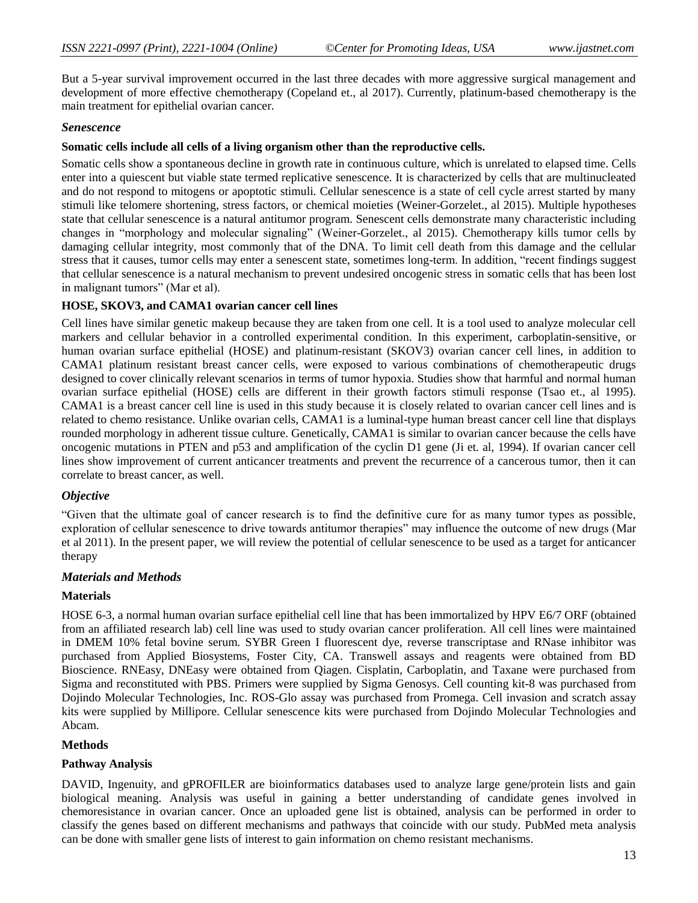But a 5-year survival improvement occurred in the last three decades with more aggressive surgical management and development of more effective chemotherapy (Copeland et., al 2017). Currently, platinum-based chemotherapy is the main treatment for epithelial ovarian cancer.

### *Senescence*

**Somatic cells include all cells of a living organism other than the reproductive cells.**

Somatic cells show a spontaneous decline in growth rate in continuous culture, which is unrelated to elapsed time. Cells enter into a quiescent but viable state termed replicative senescence. It is characterized by cells that are multinucleated and do not respond to mitogens or apoptotic stimuli. Cellular senescence is a state of cell cycle arrest started by many stimuli like telomere shortening, stress factors, or chemical moieties (Weiner-Gorzelet., al 2015). Multiple hypotheses state that cellular senescence is a natural antitumor program. Senescent cells demonstrate many characteristic including changes in "morphology and molecular signaling" (Weiner-Gorzelet., al 2015). Chemotherapy kills tumor cells by damaging cellular integrity, most commonly that of the DNA. To limit cell death from this damage and the cellular stress that it causes, tumor cells may enter a senescent state, sometimes long-term. In addition, "recent findings suggest that cellular senescence is a natural mechanism to prevent undesired oncogenic stress in somatic cells that has been lost in malignant tumors" (Mar et al).

**HOSE, SKOV3, and CAMA1 ovarian cancer cell lines**

Cell lines have similar genetic makeup because they are taken from one cell. It is a tool used to analyze molecular cell markers and cellular behavior in a controlled experimental condition. In this experiment, carboplatin-sensitive, or human ovarian surface epithelial (HOSE) and platinum-resistant (SKOV3) ovarian cancer cell lines, in addition to CAMA1 platinum resistant breast cancer cells, were exposed to various combinations of chemotherapeutic drugs designed to cover clinically relevant scenarios in terms of tumor hypoxia. Studies show that harmful and normal human ovarian surface epithelial (HOSE) cells are different in their growth factors stimuli response (Tsao et., al 1995). CAMA1 is a breast cancer cell line is used in this study because it is closely related to ovarian cancer cell lines and is related to chemo resistance. Unlike ovarian cells, CAMA1 is a luminal-type human breast cancer cell line that displays rounded morphology in adherent tissue culture. Genetically, CAMA1 is similar to ovarian cancer because the cells have oncogenic mutations in PTEN and p53 and amplification of the cyclin D1 gene (Ji et. al, 1994). If ovarian cancer cell lines show improvement of current anticancer treatments and prevent the recurrence of a cancerous tumor, then it can correlate to breast cancer, as well.

### *Objective*

"Given that the ultimate goal of cancer research is to find the definitive cure for as many tumor types as possible, exploration of cellular senescence to drive towards antitumor therapies" may influence the outcome of new drugs (Mar et al 2011). In the present paper, we will review the potential of cellular senescence to be used as a target for anticancer therapy

### *Materials and Methods*

**Materials**

HOSE 6-3, a normal human ovarian surface epithelial cell line that has been immortalized by HPV E6/7 ORF (obtained from an affiliated research lab) cell line was used to study ovarian cancer proliferation. All cell lines were maintained in DMEM 10% fetal bovine serum. SYBR Green I fluorescent dye, reverse transcriptase and RNase inhibitor was purchased from Applied Biosystems, Foster City, CA. Transwell assays and reagents were obtained from BD Bioscience. RNEasy, DNEasy were obtained from Qiagen. Cisplatin, Carboplatin, and Taxane were purchased from Sigma and reconstituted with PBS. Primers were supplied by Sigma Genosys. Cell counting kit-8 was purchased from Dojindo Molecular Technologies, Inc. ROS-Glo assay was purchased from Promega. Cell invasion and scratch assay kits were supplied by Millipore. Cellular senescence kits were purchased from Dojindo Molecular Technologies and Abcam.

**Methods**

**Pathway Analysis**

DAVID, Ingenuity, and gPROFILER are bioinformatics databases used to analyze large gene/protein lists and gain biological meaning. Analysis was useful in gaining a better understanding of candidate genes involved in chemoresistance in ovarian cancer. Once an uploaded gene list is obtained, analysis can be performed in order to classify the genes based on different mechanisms and pathways that coincide with our study. PubMed meta analysis can be done with smaller gene lists of interest to gain information on chemo resistant mechanisms.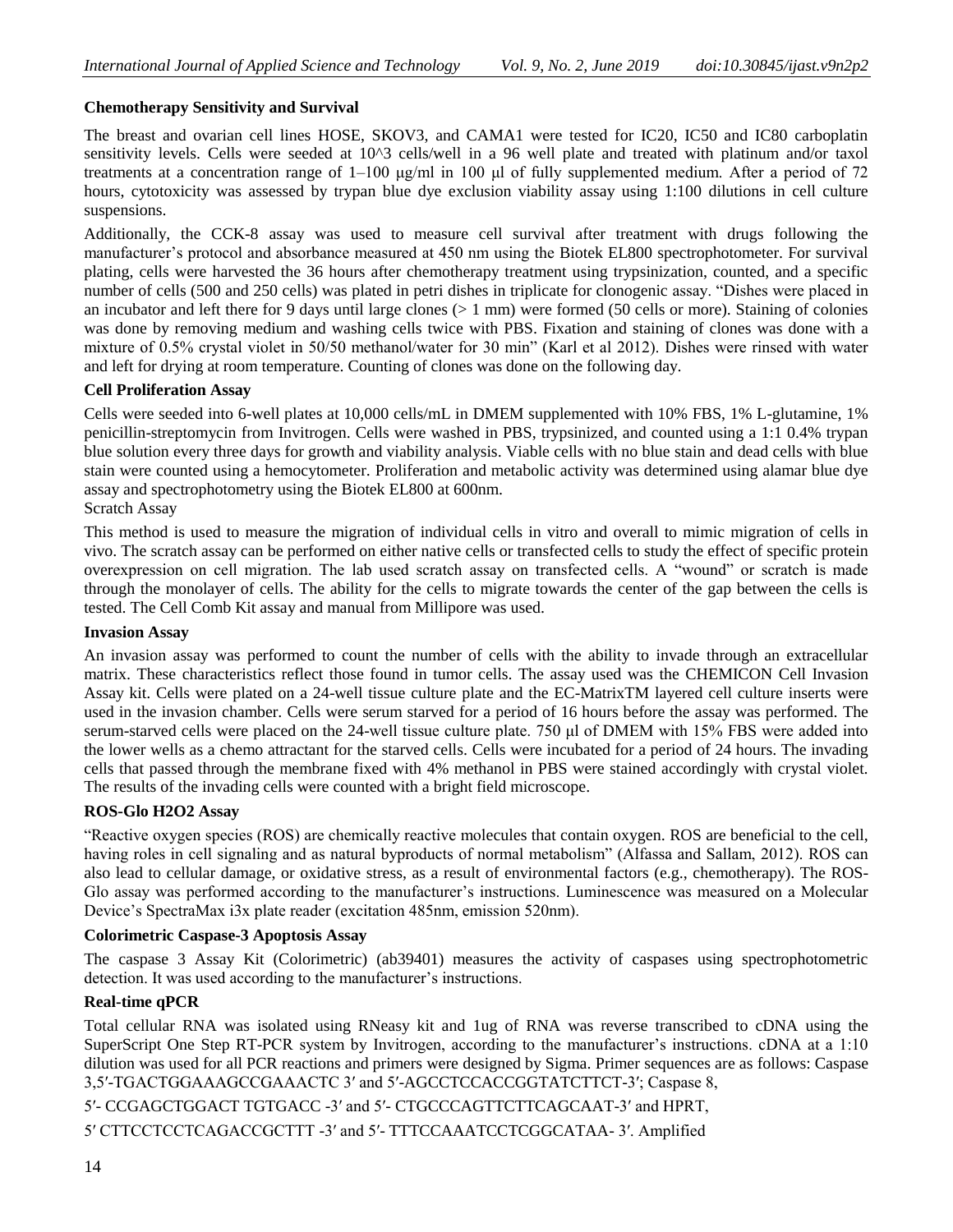**Chemotherapy Sensitivity and Survival**

The breast and ovarian cell lines HOSE, SKOV3, and CAMA1 were tested for IC20, IC50 and IC80 carboplatin sensitivity levels. Cells were seeded at 10^3 cells/well in a 96 well plate and treated with platinum and/or taxol treatments at a concentration range of 1–100 μg/ml in 100 μl of fully supplemented medium. After a period of 72 hours, cytotoxicity was assessed by trypan blue dye exclusion viability assay using 1:100 dilutions in cell culture suspensions.

Additionally, the CCK-8 assay was used to measure cell survival after treatment with drugs following the manufacturer's protocol and absorbance measured at 450 nm using the Biotek EL800 spectrophotometer. For survival plating, cells were harvested the 36 hours after chemotherapy treatment using trypsinization, counted, and a specific number of cells (500 and 250 cells) was plated in petri dishes in triplicate for clonogenic assay. "Dishes were placed in an incubator and left there for 9 days until large clones (> 1 mm) were formed (50 cells or more). Staining of colonies was done by removing medium and washing cells twice with PBS. Fixation and staining of clones was done with a mixture of 0.5% crystal violet in 50/50 methanol/water for 30 min" (Karl et al 2012). Dishes were rinsed with water and left for drying at room temperature. Counting of clones was done on the following day.

**Cell Proliferation Assay**

Cells were seeded into 6-well plates at 10,000 cells/mL in DMEM supplemented with 10% FBS, 1% L-glutamine, 1% penicillin-streptomycin from Invitrogen. Cells were washed in PBS, trypsinized, and counted using a 1:1 0.4% trypan blue solution every three days for growth and viability analysis. Viable cells with no blue stain and dead cells with blue stain were counted using a hemocytometer. Proliferation and metabolic activity was determined using alamar blue dye assay and spectrophotometry using the Biotek EL800 at 600nm.

Scratch Assay

This method is used to measure the migration of individual cells in vitro and overall to mimic migration of cells in vivo. The scratch assay can be performed on either native cells or transfected cells to study the effect of specific protein overexpression on cell migration. The lab used scratch assay on transfected cells. A "wound" or scratch is made through the monolayer of cells. The ability for the cells to migrate towards the center of the gap between the cells is tested. The Cell Comb Kit assay and manual from Millipore was used.

**Invasion Assay**

An invasion assay was performed to count the number of cells with the ability to invade through an extracellular matrix. These characteristics reflect those found in tumor cells. The assay used was the CHEMICON Cell Invasion Assay kit. Cells were plated on a 24-well tissue culture plate and the EC-MatrixTM layered cell culture inserts were used in the invasion chamber. Cells were serum starved for a period of 16 hours before the assay was performed. The serum-starved cells were placed on the 24-well tissue culture plate. 750 μl of DMEM with 15% FBS were added into the lower wells as a chemo attractant for the starved cells. Cells were incubated for a period of 24 hours. The invading cells that passed through the membrane fixed with 4% methanol in PBS were stained accordingly with crystal violet. The results of the invading cells were counted with a bright field microscope.

**ROS-Glo H2O2 Assay**

"Reactive oxygen species (ROS) are chemically reactive molecules that contain oxygen. ROS are beneficial to the cell, having roles in cell signaling and as natural byproducts of normal metabolism" (Alfassa and Sallam, 2012). ROS can also lead to cellular damage, or oxidative stress, as a result of environmental factors (e.g., chemotherapy). The ROS-Glo assay was performed according to the manufacturer's instructions. Luminescence was measured on a Molecular Device's SpectraMax i3x plate reader (excitation 485nm, emission 520nm).

**Colorimetric Caspase-3 Apoptosis Assay**

The caspase 3 Assay Kit (Colorimetric) (ab39401) measures the activity of caspases using spectrophotometric detection. It was used according to the manufacturer's instructions.

**Real-time qPCR**

Total cellular RNA was isolated using RNeasy kit and 1ug of RNA was reverse transcribed to cDNA using the SuperScript One Step RT-PCR system by Invitrogen, according to the manufacturer's instructions. cDNA at a 1:10 dilution was used for all PCR reactions and primers were designed by Sigma. Primer sequences are as follows: Caspase 3,5′-TGACTGGAAAGCCGAAACTC 3′ and 5′-AGCCTCCACCGGTATCTTCT-3′; Caspase 8,

5′- CCGAGCTGGACT TGTGACC -3′ and 5′- CTGCCCAGTTCTTCAGCAAT-3′ and HPRT,

5′ CTTCCTCCTCAGACCGCTTT -3′ and 5′- TTTCCAAATCCTCGGCATAA- 3′. Amplified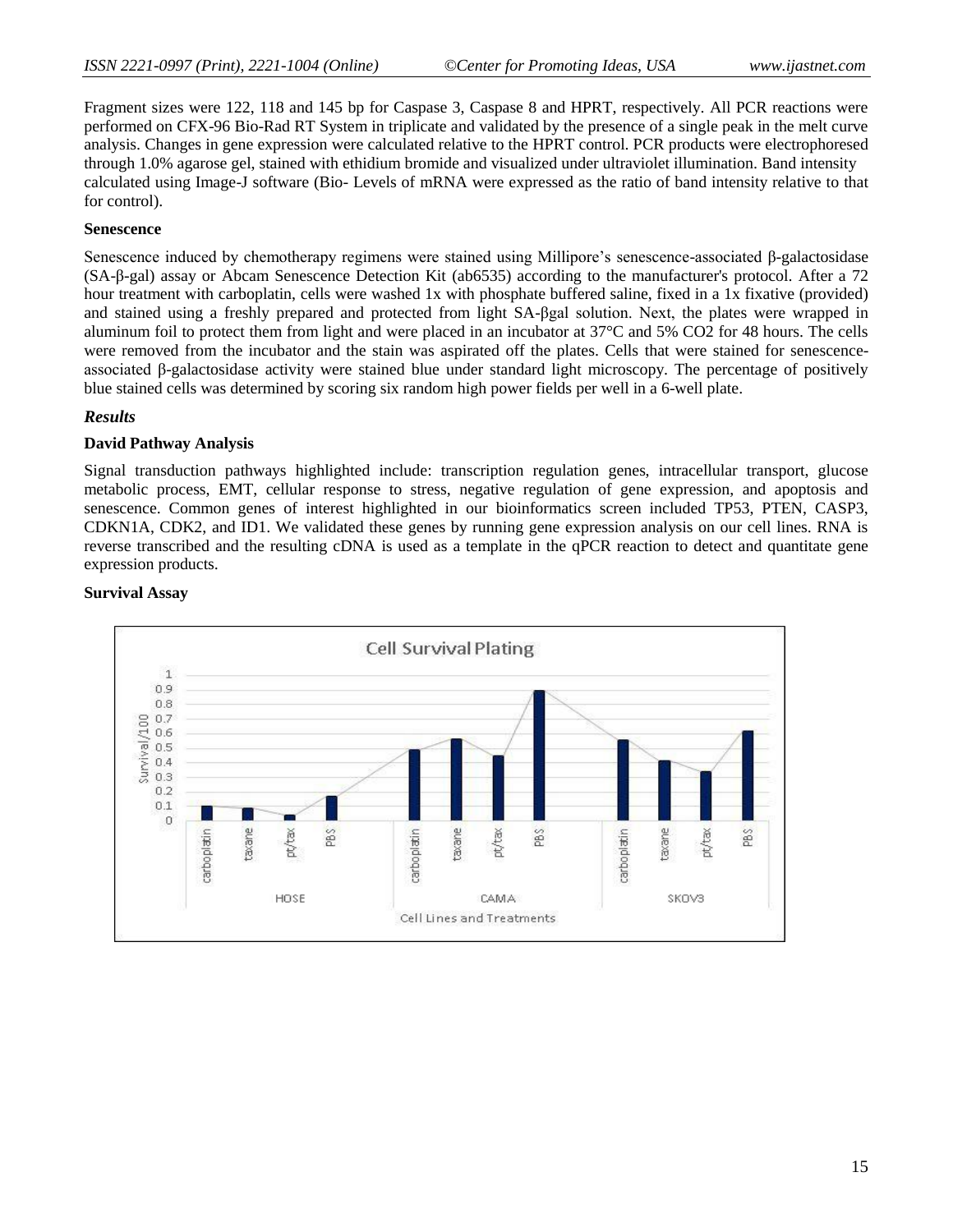Fragment sizes were 122, 118 and 145 bp for Caspase 3, Caspase 8 and HPRT, respectively. All PCR reactions were performed on CFX-96 Bio-Rad RT System in triplicate and validated by the presence of a single peak in the melt curve analysis. Changes in gene expression were calculated relative to the HPRT control. PCR products were electrophoresed through 1.0% agarose gel, stained with ethidium bromide and visualized under ultraviolet illumination. Band intensity calculated using Image-J software (Bio- Levels of mRNA were expressed as the ratio of band intensity relative to that for control).

**Senescence**

Senescence induced by chemotherapy regimens were stained using Millipore's senescence-associated β-galactosidase (SA-β-gal) assay or Abcam Senescence Detection Kit (ab6535) according to the manufacturer's protocol. After a 72 hour treatment with carboplatin, cells were washed 1x with phosphate buffered saline, fixed in a 1x fixative (provided) and stained using a freshly prepared and protected from light SA-βgal solution. Next, the plates were wrapped in aluminum foil to protect them from light and were placed in an incubator at 37°C and 5% CO2 for 48 hours. The cells were removed from the incubator and the stain was aspirated off the plates. Cells that were stained for senescence-associated β-galactosidase activity were stained blue under standard light microscopy. The percentage of positively blue stained cells was determined by scoring six random high power fields per well in a 6-well plate.

## *Results*

**David Pathway Analysis**

Signal transduction pathways highlighted include: transcription regulation genes, intracellular transport, glucose metabolic process, EMT, cellular response to stress, negative regulation of gene expression, and apoptosis and senescence. Common genes of interest highlighted in our bioinformatics screen included TP53, PTEN, CASP3, CDKN1A, CDK2, and ID1. We validated these genes by running gene expression analysis on our cell lines. RNA is reverse transcribed and the resulting cDNA is used as a template in the qPCR reaction to detect and quantitate gene expression products.

**Survival Assay**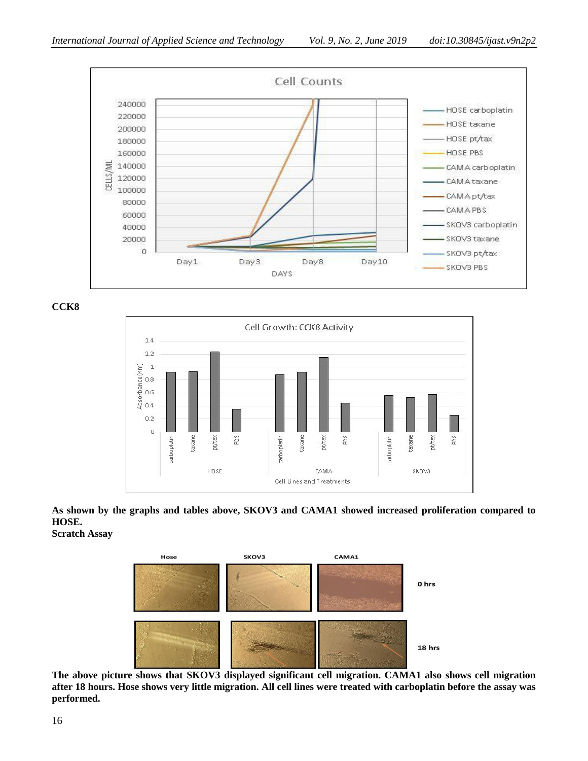**CCK8**

**As shown by the graphs and tables above, SKOV3 and CAMA1 showed increased proliferation compared to HOSE.**

**Scratch Assay**

**The above picture shows that SKOV3 displayed significant cell migration. CAMA1 also shows cell migration after 18 hours. Hose shows very little migration. All cell lines were treated with carboplatin before the assay was performed.**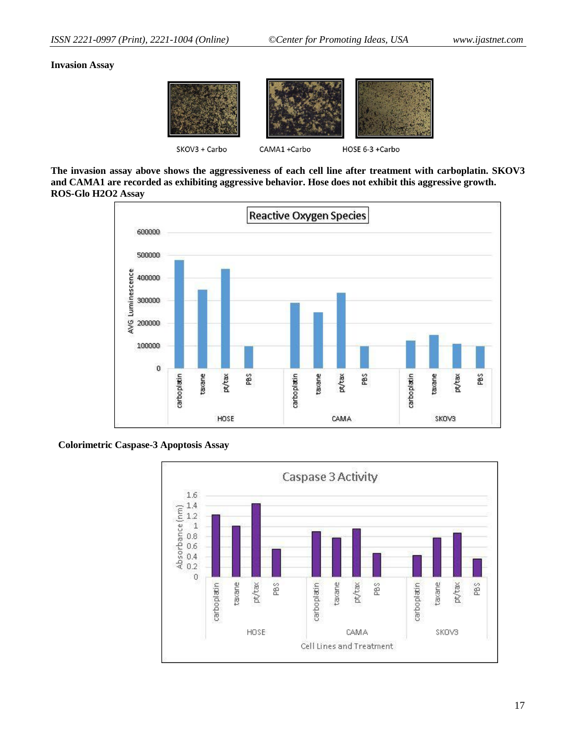**Invasion Assay**

SKOV3 + Carbo    CAMA1 +Carbo    HOSE 6-3 +Carbo

**The invasion assay above shows the aggressiveness of each cell line after treatment with carboplatin. SKOV3 and CAMA1 are recorded as exhibiting aggressive behavior. Hose does not exhibit this aggressive growth.**

**ROS-Glo H2O2 Assay**

**Colorimetric Caspase-3 Apoptosis Assay**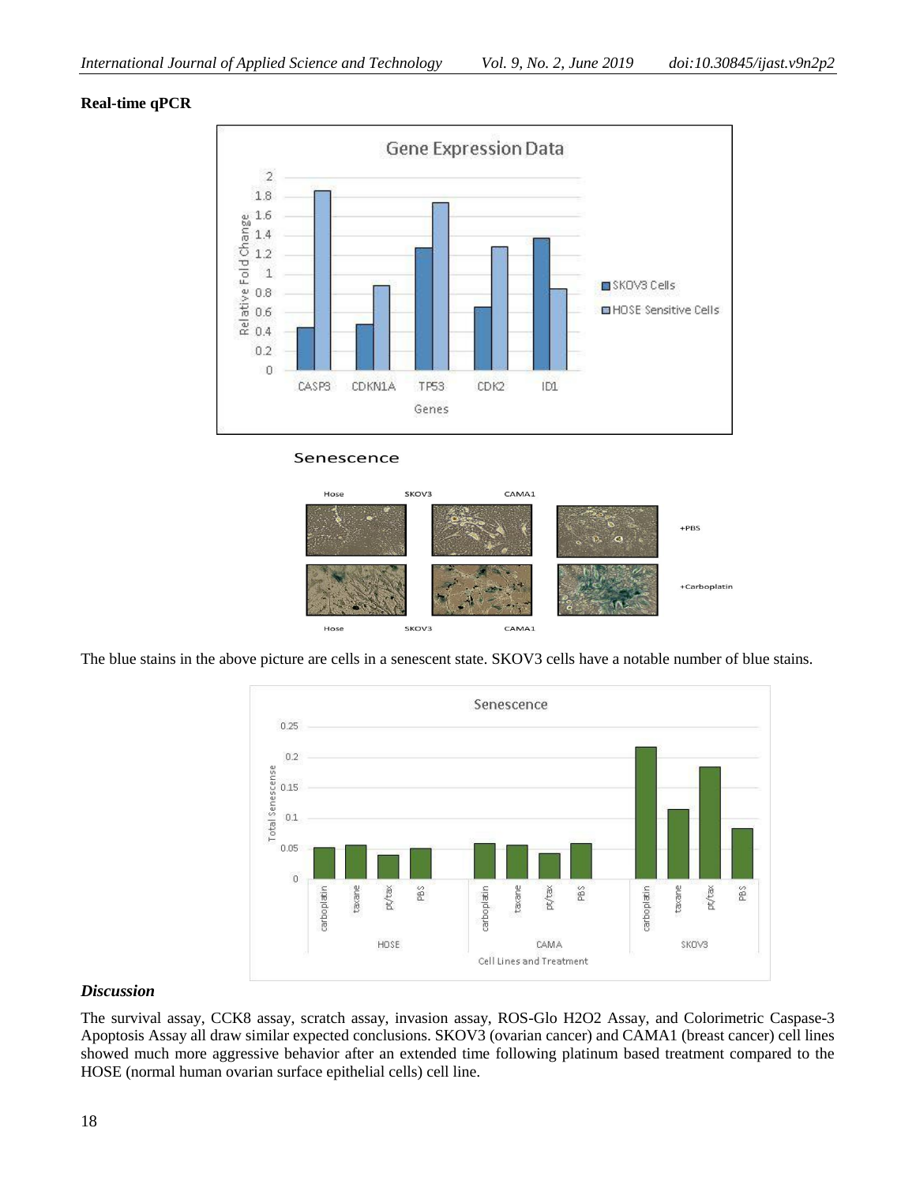**Real-time qPCR**

The blue stains in the above picture are cells in a senescent state. SKOV3 cells have a notable number of blue stains.

### *Discussion*

The survival assay, CCK8 assay, scratch assay, invasion assay, ROS-Glo H2O2 Assay, and Colorimetric Caspase-3 Apoptosis Assay all draw similar expected conclusions. SKOV3 (ovarian cancer) and CAMA1 (breast cancer) cell lines showed much more aggressive behavior after an extended time following platinum based treatment compared to the HOSE (normal human ovarian surface epithelial cells) cell line.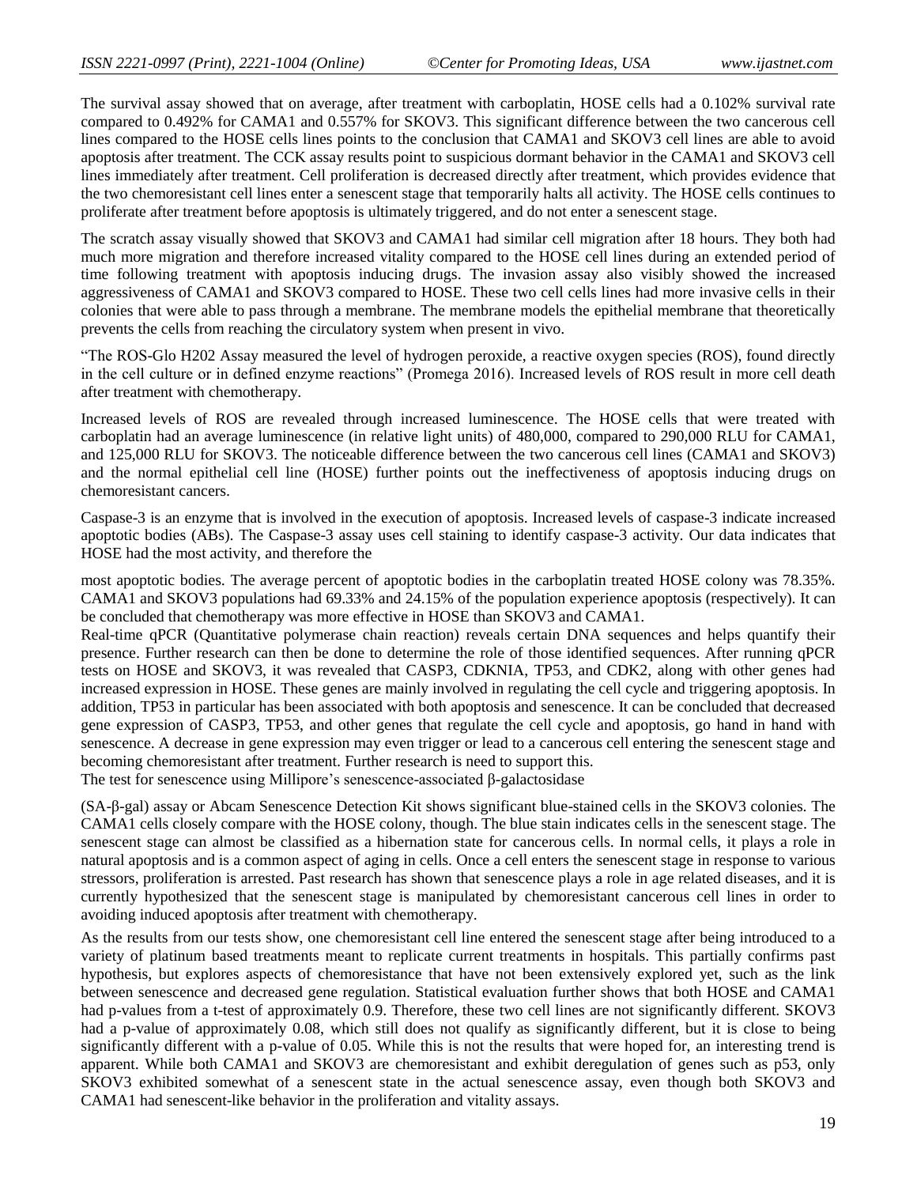The survival assay showed that on average, after treatment with carboplatin, HOSE cells had a 0.102% survival rate compared to 0.492% for CAMA1 and 0.557% for SKOV3. This significant difference between the two cancerous cell lines compared to the HOSE cells lines points to the conclusion that CAMA1 and SKOV3 cell lines are able to avoid apoptosis after treatment. The CCK assay results point to suspicious dormant behavior in the CAMA1 and SKOV3 cell lines immediately after treatment. Cell proliferation is decreased directly after treatment, which provides evidence that the two chemoresistant cell lines enter a senescent stage that temporarily halts all activity. The HOSE cells continues to proliferate after treatment before apoptosis is ultimately triggered, and do not enter a senescent stage.

The scratch assay visually showed that SKOV3 and CAMA1 had similar cell migration after 18 hours. They both had much more migration and therefore increased vitality compared to the HOSE cell lines during an extended period of time following treatment with apoptosis inducing drugs. The invasion assay also visibly showed the increased aggressiveness of CAMA1 and SKOV3 compared to HOSE. These two cell cells lines had more invasive cells in their colonies that were able to pass through a membrane. The membrane models the epithelial membrane that theoretically prevents the cells from reaching the circulatory system when present in vivo.

"The ROS-Glo H202 Assay measured the level of hydrogen peroxide, a reactive oxygen species (ROS), found directly in the cell culture or in defined enzyme reactions" (Promega 2016). Increased levels of ROS result in more cell death after treatment with chemotherapy.

Increased levels of ROS are revealed through increased luminescence. The HOSE cells that were treated with carboplatin had an average luminescence (in relative light units) of 480,000, compared to 290,000 RLU for CAMA1, and 125,000 RLU for SKOV3. The noticeable difference between the two cancerous cell lines (CAMA1 and SKOV3) and the normal epithelial cell line (HOSE) further points out the ineffectiveness of apoptosis inducing drugs on chemoresistant cancers.

Caspase-3 is an enzyme that is involved in the execution of apoptosis. Increased levels of caspase-3 indicate increased apoptotic bodies (ABs). The Caspase-3 assay uses cell staining to identify caspase-3 activity. Our data indicates that HOSE had the most activity, and therefore the most apoptotic bodies. The average percent of apoptotic bodies in the carboplatin treated HOSE colony was 78.35%. CAMA1 and SKOV3 populations had 69.33% and 24.15% of the population experience apoptosis (respectively). It can be concluded that chemotherapy was more effective in HOSE than SKOV3 and CAMA1.

Real-time qPCR (Quantitative polymerase chain reaction) reveals certain DNA sequences and helps quantify their presence. Further research can then be done to determine the role of those identified sequences. After running qPCR tests on HOSE and SKOV3, it was revealed that CASP3, CDKNIA, TP53, and CDK2, along with other genes had increased expression in HOSE. These genes are mainly involved in regulating the cell cycle and triggering apoptosis. In addition, TP53 in particular has been associated with both apoptosis and senescence. It can be concluded that decreased gene expression of CASP3, TP53, and other genes that regulate the cell cycle and apoptosis, go hand in hand with senescence. A decrease in gene expression may even trigger or lead to a cancerous cell entering the senescent stage and becoming chemoresistant after treatment. Further research is need to support this.

The test for senescence using Millipore's senescence-associated β-galactosidase (SA-β-gal) assay or Abcam Senescence Detection Kit shows significant blue-stained cells in the SKOV3 colonies. The CAMA1 cells closely compare with the HOSE colony, though. The blue stain indicates cells in the senescent stage. The senescent stage can almost be classified as a hibernation state for cancerous cells. In normal cells, it plays a role in natural apoptosis and is a common aspect of aging in cells. Once a cell enters the senescent stage in response to various stressors, proliferation is arrested. Past research has shown that senescence plays a role in age related diseases, and it is currently hypothesized that the senescent stage is manipulated by chemoresistant cancerous cell lines in order to avoiding induced apoptosis after treatment with chemotherapy.

As the results from our tests show, one chemoresistant cell line entered the senescent stage after being introduced to a variety of platinum based treatments meant to replicate current treatments in hospitals. This partially confirms past hypothesis, but explores aspects of chemoresistance that have not been extensively explored yet, such as the link between senescence and decreased gene regulation. Statistical evaluation further shows that both HOSE and CAMA1 had p-values from a t-test of approximately 0.9. Therefore, these two cell lines are not significantly different. SKOV3 had a p-value of approximately 0.08, which still does not qualify as significantly different, but it is close to being significantly different with a p-value of 0.05. While this is not the results that were hoped for, an interesting trend is apparent. While both CAMA1 and SKOV3 are chemoresistant and exhibit deregulation of genes such as p53, only SKOV3 exhibited somewhat of a senescent state in the actual senescence assay, even though both SKOV3 and CAMA1 had senescent-like behavior in the proliferation and vitality assays.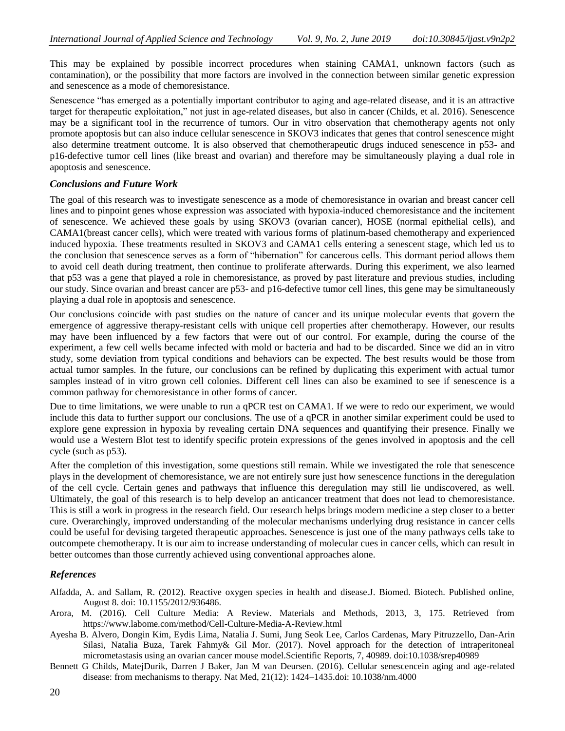This may be explained by possible incorrect procedures when staining CAMA1, unknown factors (such as contamination), or the possibility that more factors are involved in the connection between similar genetic expression and senescence as a mode of chemoresistance.

Senescence "has emerged as a potentially important contributor to aging and age-related disease, and it is an attractive target for therapeutic exploitation," not just in age-related diseases, but also in cancer (Childs, et al. 2016). Senescence may be a significant tool in the recurrence of tumors. Our in vitro observation that chemotherapy agents not only promote apoptosis but can also induce cellular senescence in SKOV3 indicates that genes that control senescence might also determine treatment outcome. It is also observed that chemotherapeutic drugs induced senescence in p53- and p16-defective tumor cell lines (like breast and ovarian) and therefore may be simultaneously playing a dual role in apoptosis and senescence.

### *Conclusions and Future Work*

The goal of this research was to investigate senescence as a mode of chemoresistance in ovarian and breast cancer cell lines and to pinpoint genes whose expression was associated with hypoxia-induced chemoresistance and the incitement of senescence. We achieved these goals by using SKOV3 (ovarian cancer), HOSE (normal epithelial cells), and CAMA1(breast cancer cells), which were treated with various forms of platinum-based chemotherapy and experienced induced hypoxia. These treatments resulted in SKOV3 and CAMA1 cells entering a senescent stage, which led us to the conclusion that senescence serves as a form of "hibernation" for cancerous cells. This dormant period allows them to avoid cell death during treatment, then continue to proliferate afterwards. During this experiment, we also learned that p53 was a gene that played a role in chemoresistance, as proved by past literature and previous studies, including our study. Since ovarian and breast cancer are p53- and p16-defective tumor cell lines, this gene may be simultaneously playing a dual role in apoptosis and senescence.

Our conclusions coincide with past studies on the nature of cancer and its unique molecular events that govern the emergence of aggressive therapy-resistant cells with unique cell properties after chemotherapy. However, our results may have been influenced by a few factors that were out of our control. For example, during the course of the experiment, a few cell wells became infected with mold or bacteria and had to be discarded. Since we did an in vitro study, some deviation from typical conditions and behaviors can be expected. The best results would be those from actual tumor samples. In the future, our conclusions can be refined by duplicating this experiment with actual tumor samples instead of in vitro grown cell colonies. Different cell lines can also be examined to see if senescence is a common pathway for chemoresistance in other forms of cancer.

Due to time limitations, we were unable to run a qPCR test on CAMA1. If we were to redo our experiment, we would include this data to further support our conclusions. The use of a qPCR in another similar experiment could be used to explore gene expression in hypoxia by revealing certain DNA sequences and quantifying their presence. Finally we would use a Western Blot test to identify specific protein expressions of the genes involved in apoptosis and the cell cycle (such as p53).

After the completion of this investigation, some questions still remain. While we investigated the role that senescence plays in the development of chemoresistance, we are not entirely sure just how senescence functions in the deregulation of the cell cycle. Certain genes and pathways that influence this deregulation may still lie undiscovered, as well. Ultimately, the goal of this research is to help develop an anticancer treatment that does not lead to chemoresistance. This is still a work in progress in the research field. Our research helps brings modern medicine a step closer to a better cure. Overarchingly, improved understanding of the molecular mechanisms underlying drug resistance in cancer cells could be useful for devising targeted therapeutic approaches. Senescence is just one of the many pathways cells take to outcompete chemotherapy. It is our aim to increase understanding of molecular cues in cancer cells, which can result in better outcomes than those currently achieved using conventional approaches alone.

### *References*

Alfadda, A. and Sallam, R. (2012). Reactive oxygen species in health and disease.J. Biomed. Biotech. Published online, August 8. doi: 10.1155/2012/936486.

Arora, M. (2016). Cell Culture Media: A Review. Materials and Methods, 2013, 3, 175. Retrieved from https://www.labome.com/method/Cell-Culture-Media-A-Review.html

Ayesha B. Alvero, Dongin Kim, Eydis Lima, Natalia J. Sumi, Jung Seok Lee, Carlos Cardenas, Mary Pitruzzello, Dan-Arin Silasi, Natalia Buza, Tarek Fahmy& Gil Mor. (2017). Novel approach for the detection of intraperitoneal micrometastasis using an ovarian cancer mouse model.Scientific Reports, 7, 40989. doi:10.1038/srep40989

Bennett G Childs, MatejDurik, Darren J Baker, Jan M van Deursen. (2016). Cellular senescencein aging and age-related disease: from mechanisms to therapy. Nat Med, 21(12): 1424–1435.doi: 10.1038/nm.4000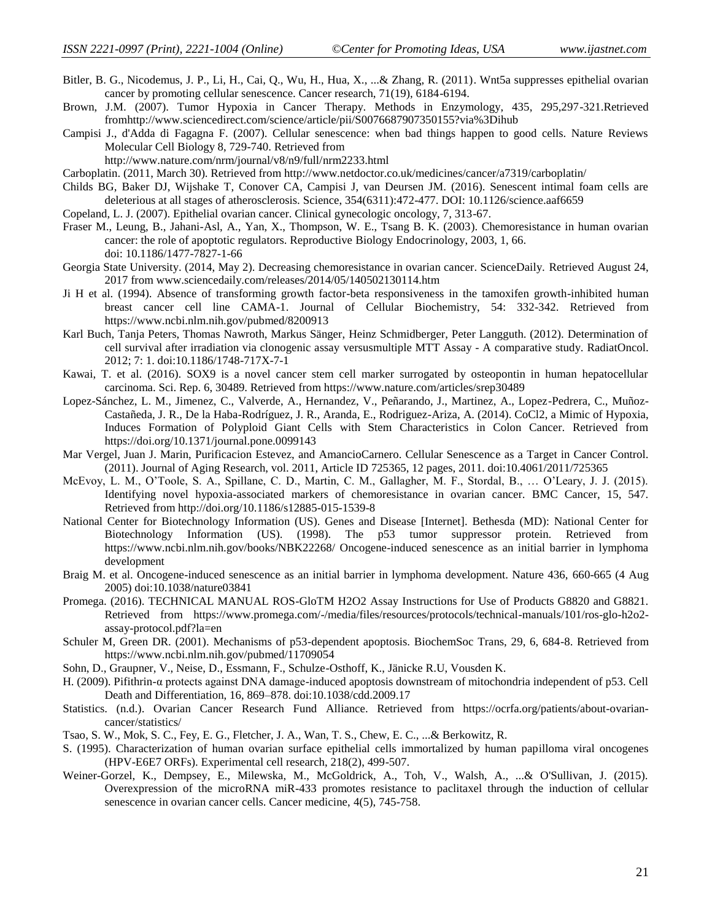Bitler, B. G., Nicodemus, J. P., Li, H., Cai, Q., Wu, H., Hua, X., ...& Zhang, R. (2011). Wnt5a suppresses epithelial ovarian cancer by promoting cellular senescence. Cancer research, 71(19), 6184-6194.

Brown, J.M. (2007). Tumor Hypoxia in Cancer Therapy. Methods in Enzymology, 435, 295,297-321.Retrieved fromhttp://www.sciencedirect.com/science/article/pii/S0076687907350155?via%3Dihub

Campisi J., d'Adda di Fagagna F. (2007). Cellular senescence: when bad things happen to good cells. Nature Reviews Molecular Cell Biology 8, 729-740. Retrieved from http://www.nature.com/nrm/journal/v8/n9/full/nrm2233.html

Carboplatin. (2011, March 30). Retrieved from http://www.netdoctor.co.uk/medicines/cancer/a7319/carboplatin/

Childs BG, Baker DJ, Wijshake T, Conover CA, Campisi J, van Deursen JM. (2016). Senescent intimal foam cells are deleterious at all stages of atherosclerosis. Science, 354(6311):472-477. DOI: 10.1126/science.aaf6659

Copeland, L. J. (2007). Epithelial ovarian cancer. Clinical gynecologic oncology, 7, 313-67.

Fraser M., Leung, B., Jahani-Asl, A., Yan, X., Thompson, W. E., Tsang B. K. (2003). Chemoresistance in human ovarian cancer: the role of apoptotic regulators. Reproductive Biology Endocrinology, 2003, 1, 66. doi: 10.1186/1477-7827-1-66

Georgia State University. (2014, May 2). Decreasing chemoresistance in ovarian cancer. ScienceDaily. Retrieved August 24, 2017 from www.sciencedaily.com/releases/2014/05/140502130114.htm

Ji H et al. (1994). Absence of transforming growth factor-beta responsiveness in the tamoxifen growth-inhibited human breast cancer cell line CAMA-1. Journal of Cellular Biochemistry, 54: 332-342. Retrieved from https://www.ncbi.nlm.nih.gov/pubmed/8200913

Karl Buch, Tanja Peters, Thomas Nawroth, Markus Sänger, Heinz Schmidberger, Peter Langguth. (2012). Determination of cell survival after irradiation via clonogenic assay versusmultiple MTT Assay - A comparative study. RadiatOncol. 2012; 7: 1. doi:10.1186/1748-717X-7-1

Kawai, T. et al. (2016). SOX9 is a novel cancer stem cell marker surrogated by osteopontin in human hepatocellular carcinoma. Sci. Rep. 6, 30489. Retrieved from https://www.nature.com/articles/srep30489

Lopez-Sánchez, L. M., Jimenez, C., Valverde, A., Hernandez, V., Peñarando, J., Martinez, A., Lopez-Pedrera, C., Muñoz-Castañeda, J. R., De la Haba-Rodríguez, J. R., Aranda, E., Rodriguez-Ariza, A. (2014). CoCl2, a Mimic of Hypoxia, Induces Formation of Polyploid Giant Cells with Stem Characteristics in Colon Cancer. Retrieved from https://doi.org/10.1371/journal.pone.0099143

Mar Vergel, Juan J. Marin, Purificacion Estevez, and AmancioCarnero. Cellular Senescence as a Target in Cancer Control. (2011). Journal of Aging Research, vol. 2011, Article ID 725365, 12 pages, 2011. doi:10.4061/2011/725365

McEvoy, L. M., O'Toole, S. A., Spillane, C. D., Martin, C. M., Gallagher, M. F., Stordal, B., … O'Leary, J. J. (2015). Identifying novel hypoxia-associated markers of chemoresistance in ovarian cancer. BMC Cancer, 15, 547. Retrieved from http://doi.org/10.1186/s12885-015-1539-8

National Center for Biotechnology Information (US). Genes and Disease [Internet]. Bethesda (MD): National Center for Biotechnology Information (US). (1998). The p53 tumor suppressor protein. Retrieved from https://www.ncbi.nlm.nih.gov/books/NBK22268/ Oncogene-induced senescence as an initial barrier in lymphoma development

Braig M. et al. Oncogene-induced senescence as an initial barrier in lymphoma development. Nature 436, 660-665 (4 Aug 2005) doi:10.1038/nature03841

Promega. (2016). TECHNICAL MANUAL ROS-GloTM H2O2 Assay Instructions for Use of Products G8820 and G8821. Retrieved from https://www.promega.com/-/media/files/resources/protocols/technical-manuals/101/ros-glo-h2o2-assay-protocol.pdf?la=en

Schuler M, Green DR. (2001). Mechanisms of p53-dependent apoptosis. BiochemSoc Trans, 29, 6, 684-8. Retrieved from https://www.ncbi.nlm.nih.gov/pubmed/11709054

Sohn, D., Graupner, V., Neise, D., Essmann, F., Schulze-Osthoff, K., Jänicke R.U, Vousden K.

H. (2009). Pifithrin-α protects against DNA damage-induced apoptosis downstream of mitochondria independent of p53. Cell Death and Differentiation, 16, 869–878. doi:10.1038/cdd.2009.17

Statistics. (n.d.). Ovarian Cancer Research Fund Alliance. Retrieved from https://ocrfa.org/patients/about-ovarian-cancer/statistics/

Tsao, S. W., Mok, S. C., Fey, E. G., Fletcher, J. A., Wan, T. S., Chew, E. C., ...& Berkowitz, R.

S. (1995). Characterization of human ovarian surface epithelial cells immortalized by human papilloma viral oncogenes (HPV-E6E7 ORFs). Experimental cell research, 218(2), 499-507.

Weiner-Gorzel, K., Dempsey, E., Milewska, M., McGoldrick, A., Toh, V., Walsh, A., ...& O'Sullivan, J. (2015). Overexpression of the microRNA miR-433 promotes resistance to paclitaxel through the induction of cellular senescence in ovarian cancer cells. Cancer medicine, 4(5), 745-758.